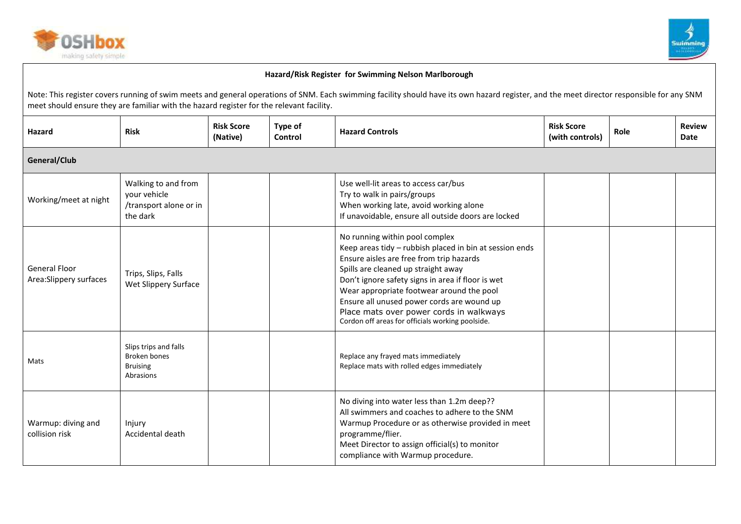# Hazard/Risk Register for Swimming Nelson Marlborough

Note: This register covers running of swim meets and general operations of SNM. Each swimming facility should have its own hazard register, and the meet director responsible for any SNM meet should ensure they are familiar with the hazard register for the relevant facility.

| Hazard | Risk | Risk Score (Native) | Type of Control | Hazard Controls | Risk Score (with controls) | Role | Review Date |
|---|---|---|---|---|---|---|---|
| **General/Club** | | | | | | | |
| Working/meet at night | Walking to and from your vehicle /transport alone or in the dark | | | Use well-lit areas to access car/bus<br>Try to walk in pairs/groups<br>When working late, avoid working alone<br>If unavoidable, ensure all outside doors are locked | | | |
| General Floor Area:Slippery surfaces | Trips, Slips, Falls<br>Wet Slippery Surface | | | No running within pool complex<br>Keep areas tidy – rubbish placed in bin at session ends<br>Ensure aisles are free from trip hazards<br>Spills are cleaned up straight away<br>Don't ignore safety signs in area if floor is wet<br>Wear appropriate footwear around the pool<br>Ensure all unused power cords are wound up<br>Place mats over power cords in walkways<br>Cordon off areas for officials working poolside. | | | |
| Mats | Slips trips and falls<br>Broken bones<br>Bruising<br>Abrasions | | | Replace any frayed mats immediately<br>Replace mats with rolled edges immediately | | | |
| Warmup: diving and collision risk | Injury<br>Accidental death | | | No diving into water less than 1.2m deep??<br>All swimmers and coaches to adhere to the SNM Warmup Procedure or as otherwise provided in meet programme/flier.<br>Meet Director to assign official(s) to monitor compliance with Warmup procedure. | | | |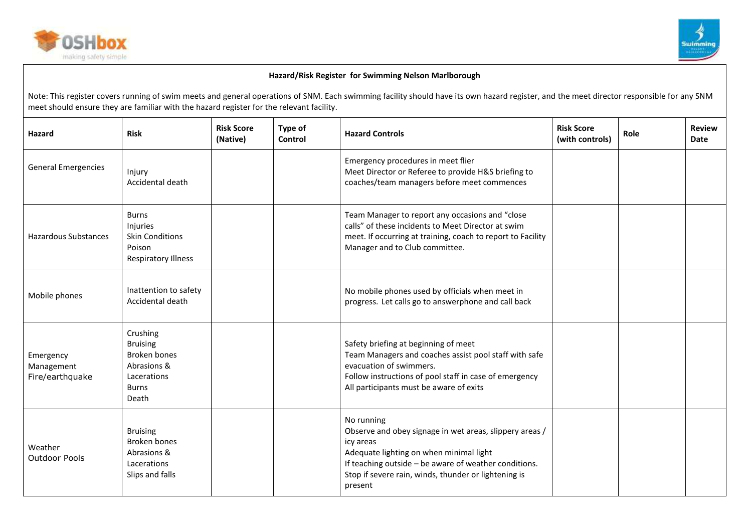**Hazard/Risk Register for Swimming Nelson Marlborough**

Note: This register covers running of swim meets and general operations of SNM. Each swimming facility should have its own hazard register, and the meet director responsible for any SNM meet should ensure they are familiar with the hazard register for the relevant facility.

| Hazard | Risk | Risk Score (Native) | Type of Control | Hazard Controls | Risk Score (with controls) | Role | Review Date |
|---|---|---|---|---|---|---|---|
| General Emergencies | Injury<br>Accidental death | | | Emergency procedures in meet flier<br>Meet Director or Referee to provide H&S briefing to coaches/team managers before meet commences | | | |
| Hazardous Substances | Burns<br>Injuries<br>Skin Conditions<br>Poison<br>Respiratory Illness | | | Team Manager to report any occasions and "close calls" of these incidents to Meet Director at swim meet. If occurring at training, coach to report to Facility Manager and to Club committee. | | | |
| Mobile phones | Inattention to safety<br>Accidental death | | | No mobile phones used by officials when meet in progress. Let calls go to answerphone and call back | | | |
| Emergency Management Fire/earthquake | Crushing<br>Bruising<br>Broken bones<br>Abrasions & Lacerations<br>Burns<br>Death | | | Safety briefing at beginning of meet<br>Team Managers and coaches assist pool staff with safe evacuation of swimmers.<br>Follow instructions of pool staff in case of emergency<br>All participants must be aware of exits | | | |
| Weather Outdoor Pools | Bruising<br>Broken bones<br>Abrasions & Lacerations<br>Slips and falls | | | No running<br>Observe and obey signage in wet areas, slippery areas / icy areas<br>Adequate lighting on when minimal light<br>If teaching outside – be aware of weather conditions. Stop if severe rain, winds, thunder or lightening is present | | | |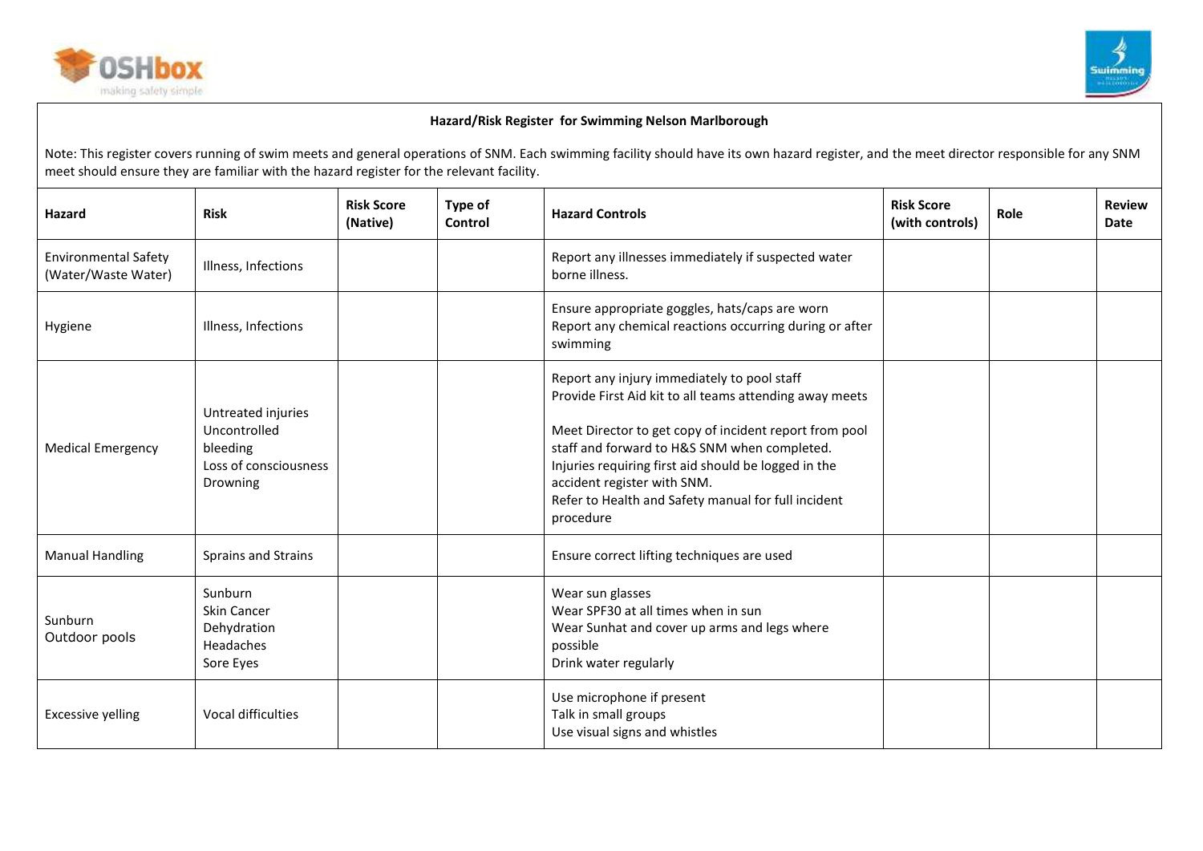**Hazard/Risk Register for Swimming Nelson Marlborough**

Note: This register covers running of swim meets and general operations of SNM. Each swimming facility should have its own hazard register, and the meet director responsible for any SNM meet should ensure they are familiar with the hazard register for the relevant facility.

| Hazard | Risk | Risk Score (Native) | Type of Control | Hazard Controls | Risk Score (with controls) | Role | Review Date |
|---|---|---|---|---|---|---|---|
| Environmental Safety (Water/Waste Water) | Illness, Infections | | | Report any illnesses immediately if suspected water borne illness. | | | |
| Hygiene | Illness, Infections | | | Ensure appropriate goggles, hats/caps are worn<br>Report any chemical reactions occurring during or after swimming | | | |
| Medical Emergency | Untreated injuries<br>Uncontrolled bleeding<br>Loss of consciousness<br>Drowning | | | Report any injury immediately to pool staff<br>Provide First Aid kit to all teams attending away meets<br><br>Meet Director to get copy of incident report from pool staff and forward to H&S SNM when completed.<br>Injuries requiring first aid should be logged in the accident register with SNM.<br>Refer to Health and Safety manual for full incident procedure | | | |
| Manual Handling | Sprains and Strains | | | Ensure correct lifting techniques are used | | | |
| Sunburn<br>Outdoor pools | Sunburn<br>Skin Cancer<br>Dehydration<br>Headaches<br>Sore Eyes | | | Wear sun glasses<br>Wear SPF30 at all times when in sun<br>Wear Sunhat and cover up arms and legs where possible<br>Drink water regularly | | | |
| Excessive yelling | Vocal difficulties | | | Use microphone if present<br>Talk in small groups<br>Use visual signs and whistles | | | |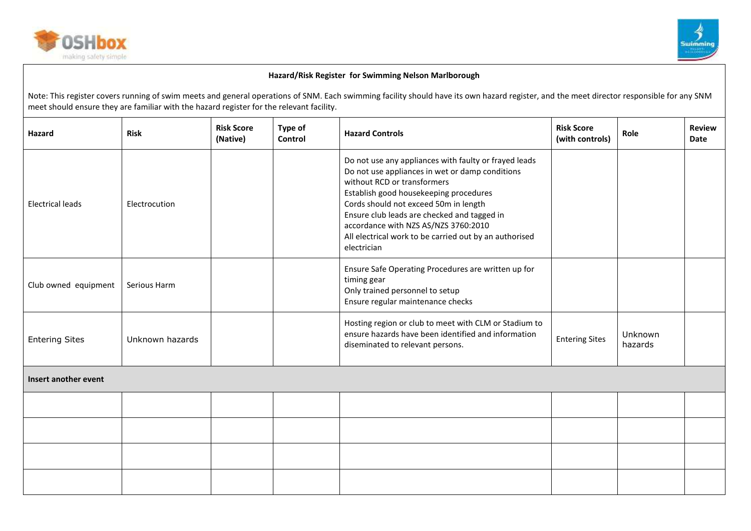**Hazard/Risk Register for Swimming Nelson Marlborough**

Note: This register covers running of swim meets and general operations of SNM. Each swimming facility should have its own hazard register, and the meet director responsible for any SNM meet should ensure they are familiar with the hazard register for the relevant facility.

| Hazard | Risk | Risk Score (Native) | Type of Control | Hazard Controls | Risk Score (with controls) | Role | Review Date |
|---|---|---|---|---|---|---|---|
| Electrical leads | Electrocution | | | Do not use any appliances with faulty or frayed leads<br>Do not use appliances in wet or damp conditions without RCD or transformers<br>Establish good housekeeping procedures<br>Cords should not exceed 50m in length<br>Ensure club leads are checked and tagged in accordance with NZS AS/NZS 3760:2010<br>All electrical work to be carried out by an authorised electrician | | | |
| Club owned equipment | Serious Harm | | | Ensure Safe Operating Procedures are written up for timing gear<br>Only trained personnel to setup<br>Ensure regular maintenance checks | | | |
| Entering Sites | Unknown hazards | | | Hosting region or club to meet with CLM or Stadium to ensure hazards have been identified and information diseminated to relevant persons. | Entering Sites | Unknown hazards | |
| **Insert another event** | | | | | | | |
| | | | | | | | |
| | | | | | | | |
| | | | | | | | |
| | | | | | | | |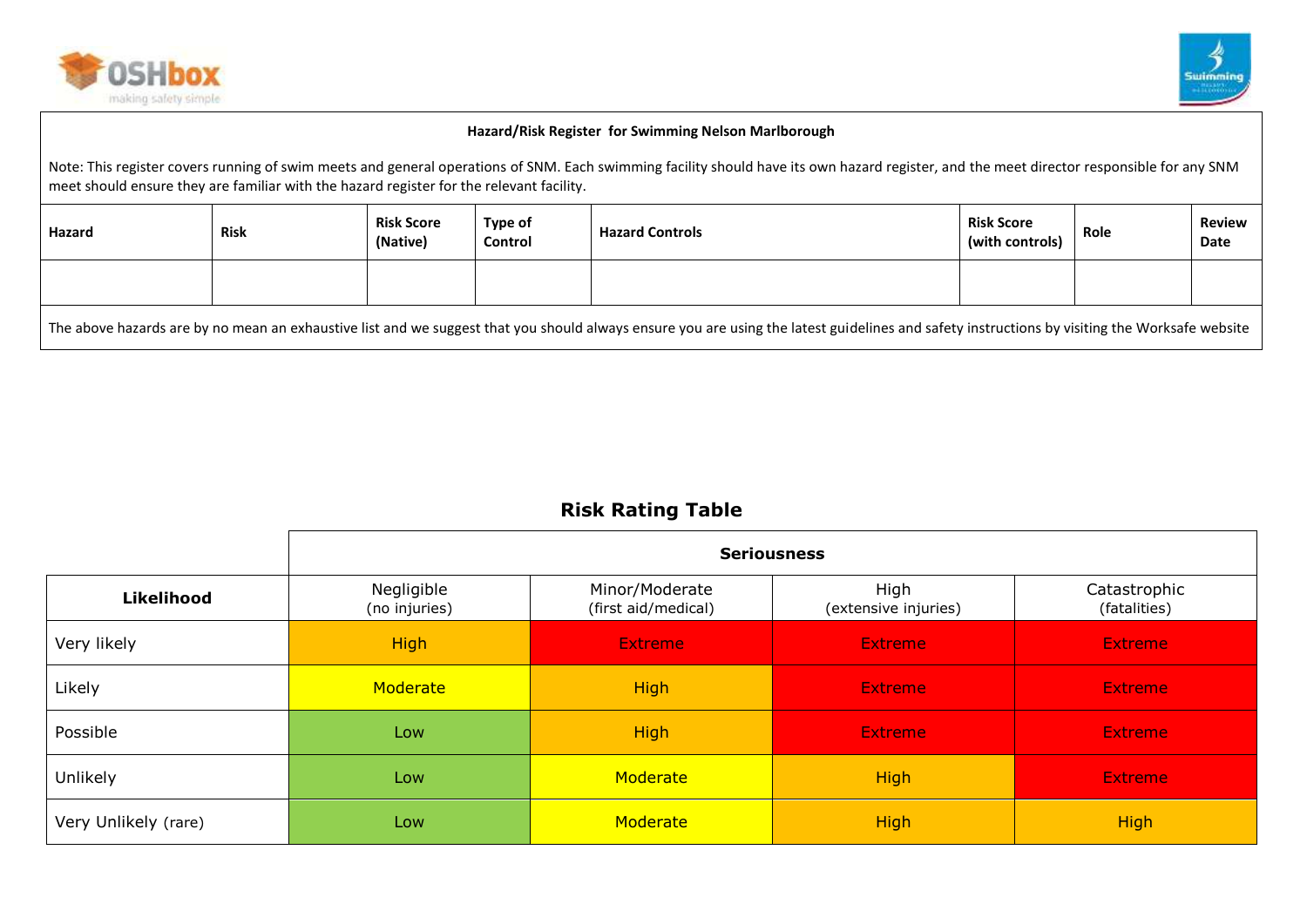**Hazard/Risk Register for Swimming Nelson Marlborough**

Note: This register covers running of swim meets and general operations of SNM. Each swimming facility should have its own hazard register, and the meet director responsible for any SNM meet should ensure they are familiar with the hazard register for the relevant facility.

| Hazard | Risk | Risk Score (Native) | Type of Control | Hazard Controls | Risk Score (with controls) | Role | Review Date |
|---|---|---|---|---|---|---|---|
| | | | | | | | |

The above hazards are by no mean an exhaustive list and we suggest that you should always ensure you are using the latest guidelines and safety instructions by visiting the Worksafe website

## Risk Rating Table

| | **Seriousness** | | | |
|---|---|---|---|---|
| **Likelihood** | Negligible (no injuries) | Minor/Moderate (first aid/medical) | High (extensive injuries) | Catastrophic (fatalities) |
| Very likely | High | Extreme | Extreme | Extreme |
| Likely | Moderate | High | Extreme | Extreme |
| Possible | Low | High | Extreme | Extreme |
| Unlikely | Low | Moderate | High | Extreme |
| Very Unlikely (rare) | Low | Moderate | High | High |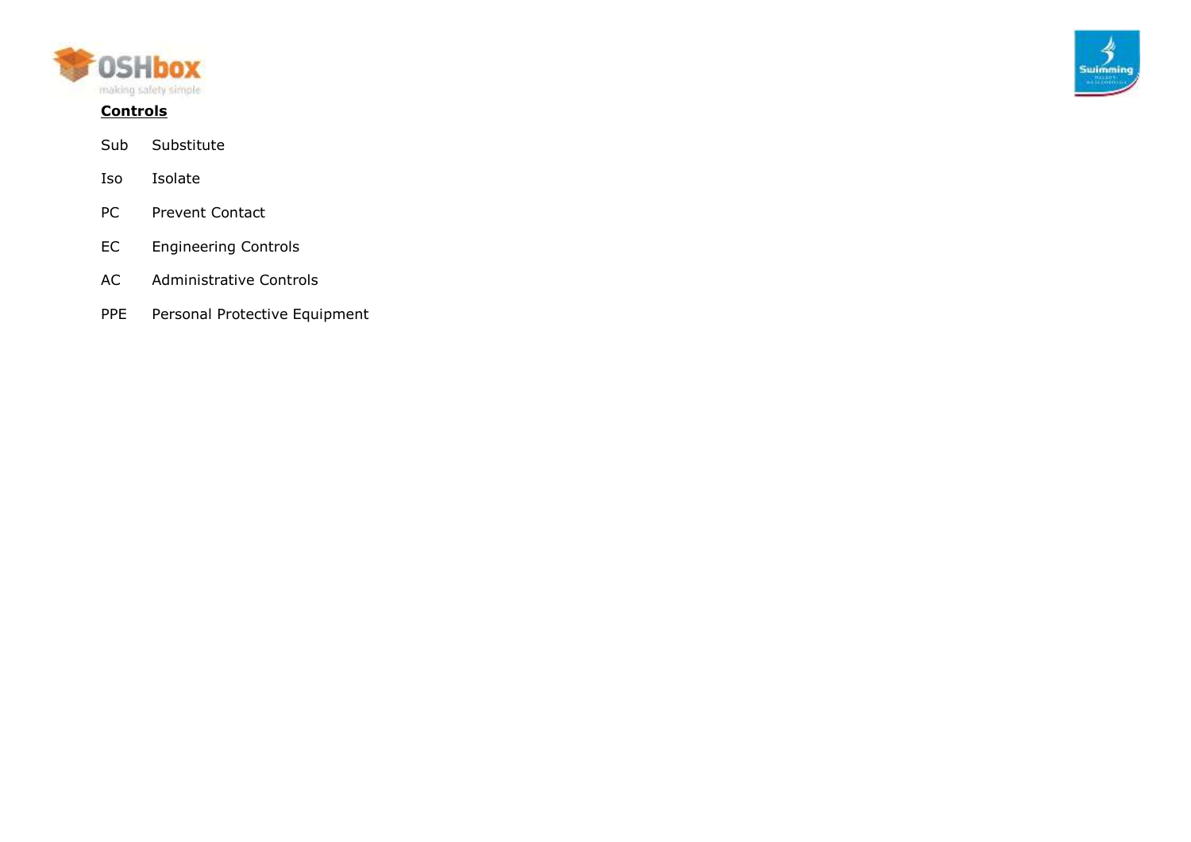**Controls**

| | |
|---|---|
| Sub | Substitute |
| Iso | Isolate |
| PC | Prevent Contact |
| EC | Engineering Controls |
| AC | Administrative Controls |
| PPE | Personal Protective Equipment |